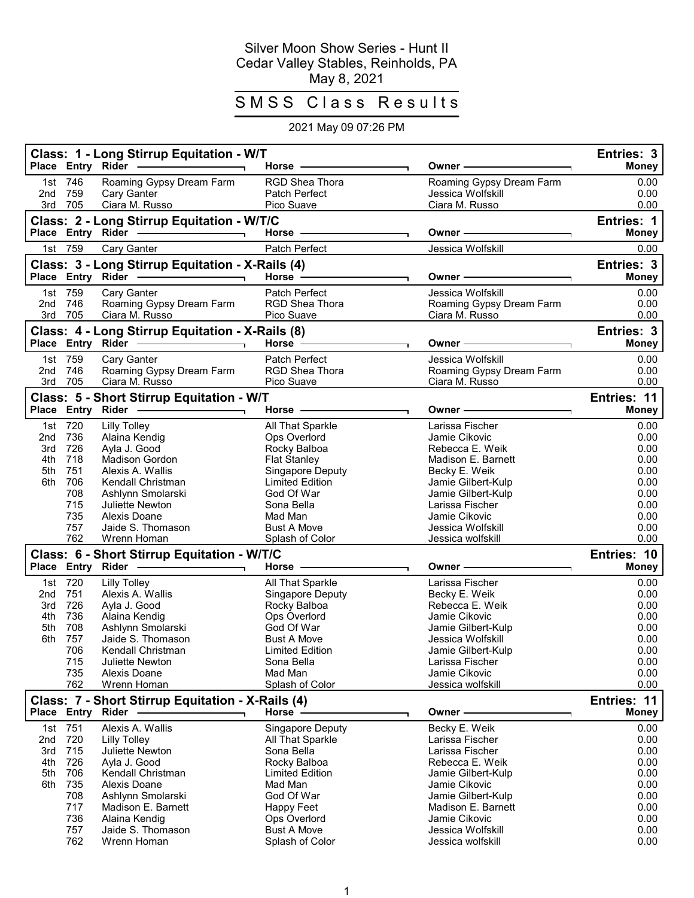# Silver Moon Show Series - Hunt II

Cedar Valley Stables, Reinholds, PA

May 8, 2021

## SMSS Class Results

2021 May 09 07:26 PM

### Class: 1 - Long Stirrup Equitation - W/T

Entries: 3

| Place | Entry | Rider | Horse | Owner | Money |
|---|---|---|---|---|---|
| 1st | 746 | Roaming Gypsy Dream Farm | RGD Shea Thora | Roaming Gypsy Dream Farm | 0.00 |
| 2nd | 759 | Cary Ganter | Patch Perfect | Jessica Wolfskill | 0.00 |
| 3rd | 705 | Ciara M. Russo | Pico Suave | Ciara M. Russo | 0.00 |

### Class: 2 - Long Stirrup Equitation - W/T/C

Entries: 1

| Place | Entry | Rider | Horse | Owner | Money |
|---|---|---|---|---|---|
| 1st | 759 | Cary Ganter | Patch Perfect | Jessica Wolfskill | 0.00 |

### Class: 3 - Long Stirrup Equitation - X-Rails (4)

Entries: 3

| Place | Entry | Rider | Horse | Owner | Money |
|---|---|---|---|---|---|
| 1st | 759 | Cary Ganter | Patch Perfect | Jessica Wolfskill | 0.00 |
| 2nd | 746 | Roaming Gypsy Dream Farm | RGD Shea Thora | Roaming Gypsy Dream Farm | 0.00 |
| 3rd | 705 | Ciara M. Russo | Pico Suave | Ciara M. Russo | 0.00 |

### Class: 4 - Long Stirrup Equitation - X-Rails (8)

Entries: 3

| Place | Entry | Rider | Horse | Owner | Money |
|---|---|---|---|---|---|
| 1st | 759 | Cary Ganter | Patch Perfect | Jessica Wolfskill | 0.00 |
| 2nd | 746 | Roaming Gypsy Dream Farm | RGD Shea Thora | Roaming Gypsy Dream Farm | 0.00 |
| 3rd | 705 | Ciara M. Russo | Pico Suave | Ciara M. Russo | 0.00 |

### Class: 5 - Short Stirrup Equitation - W/T

Entries: 11

| Place | Entry | Rider | Horse | Owner | Money |
|---|---|---|---|---|---|
| 1st | 720 | Lilly Tolley | All That Sparkle | Larissa Fischer | 0.00 |
| 2nd | 736 | Alaina Kendig | Ops Overlord | Jamie Cikovic | 0.00 |
| 3rd | 726 | Ayla J. Good | Rocky Balboa | Rebecca E. Weik | 0.00 |
| 4th | 718 | Madison Gordon | Flat Stanley | Madison E. Barnett | 0.00 |
| 5th | 751 | Alexis A. Wallis | Singapore Deputy | Becky E. Weik | 0.00 |
| 6th | 706 | Kendall Christman | Limited Edition | Jamie Gilbert-Kulp | 0.00 |
| | 708 | Ashlynn Smolarski | God Of War | Jamie Gilbert-Kulp | 0.00 |
| | 715 | Juliette Newton | Sona Bella | Larissa Fischer | 0.00 |
| | 735 | Alexis Doane | Mad Man | Jamie Cikovic | 0.00 |
| | 757 | Jaide S. Thomason | Bust A Move | Jessica Wolfskill | 0.00 |
| | 762 | Wrenn Homan | Splash of Color | Jessica wolfskill | 0.00 |

### Class: 6 - Short Stirrup Equitation - W/T/C

Entries: 10

| Place | Entry | Rider | Horse | Owner | Money |
|---|---|---|---|---|---|
| 1st | 720 | Lilly Tolley | All That Sparkle | Larissa Fischer | 0.00 |
| 2nd | 751 | Alexis A. Wallis | Singapore Deputy | Becky E. Weik | 0.00 |
| 3rd | 726 | Ayla J. Good | Rocky Balboa | Rebecca E. Weik | 0.00 |
| 4th | 736 | Alaina Kendig | Ops Overlord | Jamie Cikovic | 0.00 |
| 5th | 708 | Ashlynn Smolarski | God Of War | Jamie Gilbert-Kulp | 0.00 |
| 6th | 757 | Jaide S. Thomason | Bust A Move | Jessica Wolfskill | 0.00 |
| | 706 | Kendall Christman | Limited Edition | Jamie Gilbert-Kulp | 0.00 |
| | 715 | Juliette Newton | Sona Bella | Larissa Fischer | 0.00 |
| | 735 | Alexis Doane | Mad Man | Jamie Cikovic | 0.00 |
| | 762 | Wrenn Homan | Splash of Color | Jessica wolfskill | 0.00 |

### Class: 7 - Short Stirrup Equitation - X-Rails (4)

Entries: 11

| Place | Entry | Rider | Horse | Owner | Money |
|---|---|---|---|---|---|
| 1st | 751 | Alexis A. Wallis | Singapore Deputy | Becky E. Weik | 0.00 |
| 2nd | 720 | Lilly Tolley | All That Sparkle | Larissa Fischer | 0.00 |
| 3rd | 715 | Juliette Newton | Sona Bella | Larissa Fischer | 0.00 |
| 4th | 726 | Ayla J. Good | Rocky Balboa | Rebecca E. Weik | 0.00 |
| 5th | 706 | Kendall Christman | Limited Edition | Jamie Gilbert-Kulp | 0.00 |
| 6th | 735 | Alexis Doane | Mad Man | Jamie Cikovic | 0.00 |
| | 708 | Ashlynn Smolarski | God Of War | Jamie Gilbert-Kulp | 0.00 |
| | 717 | Madison E. Barnett | Happy Feet | Madison E. Barnett | 0.00 |
| | 736 | Alaina Kendig | Ops Overlord | Jamie Cikovic | 0.00 |
| | 757 | Jaide S. Thomason | Bust A Move | Jessica Wolfskill | 0.00 |
| | 762 | Wrenn Homan | Splash of Color | Jessica wolfskill | 0.00 |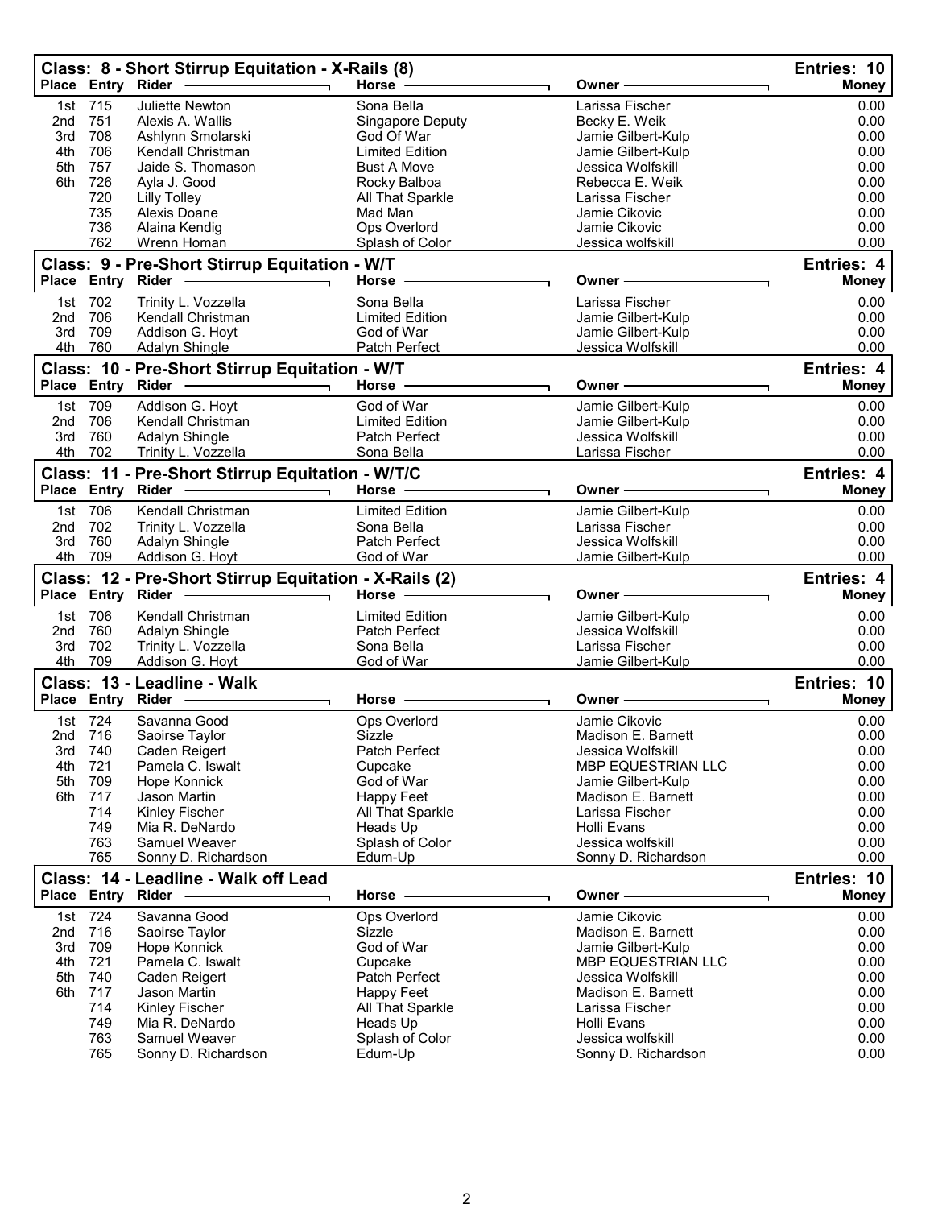## Class: 8 - Short Stirrup Equitation - X-Rails (8)

Entries: 10

| Place | Entry | Rider | Horse | Owner | Money |
|---|---|---|---|---|---|
| 1st | 715 | Juliette Newton | Sona Bella | Larissa Fischer | 0.00 |
| 2nd | 751 | Alexis A. Wallis | Singapore Deputy | Becky E. Weik | 0.00 |
| 3rd | 708 | Ashlynn Smolarski | God Of War | Jamie Gilbert-Kulp | 0.00 |
| 4th | 706 | Kendall Christman | Limited Edition | Jamie Gilbert-Kulp | 0.00 |
| 5th | 757 | Jaide S. Thomason | Bust A Move | Jessica Wolfskill | 0.00 |
| 6th | 726 | Ayla J. Good | Rocky Balboa | Rebecca E. Weik | 0.00 |
| | 720 | Lilly Tolley | All That Sparkle | Larissa Fischer | 0.00 |
| | 735 | Alexis Doane | Mad Man | Jamie Cikovic | 0.00 |
| | 736 | Alaina Kendig | Ops Overlord | Jamie Cikovic | 0.00 |
| | 762 | Wrenn Homan | Splash of Color | Jessica wolfskill | 0.00 |

## Class: 9 - Pre-Short Stirrup Equitation - W/T

Entries: 4

| Place | Entry | Rider | Horse | Owner | Money |
|---|---|---|---|---|---|
| 1st | 702 | Trinity L. Vozzella | Sona Bella | Larissa Fischer | 0.00 |
| 2nd | 706 | Kendall Christman | Limited Edition | Jamie Gilbert-Kulp | 0.00 |
| 3rd | 709 | Addison G. Hoyt | God of War | Jamie Gilbert-Kulp | 0.00 |
| 4th | 760 | Adalyn Shingle | Patch Perfect | Jessica Wolfskill | 0.00 |

## Class: 10 - Pre-Short Stirrup Equitation - W/T

Entries: 4

| Place | Entry | Rider | Horse | Owner | Money |
|---|---|---|---|---|---|
| 1st | 709 | Addison G. Hoyt | God of War | Jamie Gilbert-Kulp | 0.00 |
| 2nd | 706 | Kendall Christman | Limited Edition | Jamie Gilbert-Kulp | 0.00 |
| 3rd | 760 | Adalyn Shingle | Patch Perfect | Jessica Wolfskill | 0.00 |
| 4th | 702 | Trinity L. Vozzella | Sona Bella | Larissa Fischer | 0.00 |

## Class: 11 - Pre-Short Stirrup Equitation - W/T/C

Entries: 4

| Place | Entry | Rider | Horse | Owner | Money |
|---|---|---|---|---|---|
| 1st | 706 | Kendall Christman | Limited Edition | Jamie Gilbert-Kulp | 0.00 |
| 2nd | 702 | Trinity L. Vozzella | Sona Bella | Larissa Fischer | 0.00 |
| 3rd | 760 | Adalyn Shingle | Patch Perfect | Jessica Wolfskill | 0.00 |
| 4th | 709 | Addison G. Hoyt | God of War | Jamie Gilbert-Kulp | 0.00 |

## Class: 12 - Pre-Short Stirrup Equitation - X-Rails (2)

Entries: 4

| Place | Entry | Rider | Horse | Owner | Money |
|---|---|---|---|---|---|
| 1st | 706 | Kendall Christman | Limited Edition | Jamie Gilbert-Kulp | 0.00 |
| 2nd | 760 | Adalyn Shingle | Patch Perfect | Jessica Wolfskill | 0.00 |
| 3rd | 702 | Trinity L. Vozzella | Sona Bella | Larissa Fischer | 0.00 |
| 4th | 709 | Addison G. Hoyt | God of War | Jamie Gilbert-Kulp | 0.00 |

## Class: 13 - Leadline - Walk

Entries: 10

| Place | Entry | Rider | Horse | Owner | Money |
|---|---|---|---|---|---|
| 1st | 724 | Savanna Good | Ops Overlord | Jamie Cikovic | 0.00 |
| 2nd | 716 | Saoirse Taylor | Sizzle | Madison E. Barnett | 0.00 |
| 3rd | 740 | Caden Reigert | Patch Perfect | Jessica Wolfskill | 0.00 |
| 4th | 721 | Pamela C. Iswalt | Cupcake | MBP EQUESTRIAN LLC | 0.00 |
| 5th | 709 | Hope Konnick | God of War | Jamie Gilbert-Kulp | 0.00 |
| 6th | 717 | Jason Martin | Happy Feet | Madison E. Barnett | 0.00 |
| | 714 | Kinley Fischer | All That Sparkle | Larissa Fischer | 0.00 |
| | 749 | Mia R. DeNardo | Heads Up | Holli Evans | 0.00 |
| | 763 | Samuel Weaver | Splash of Color | Jessica wolfskill | 0.00 |
| | 765 | Sonny D. Richardson | Edum-Up | Sonny D. Richardson | 0.00 |

## Class: 14 - Leadline - Walk off Lead

Entries: 10

| Place | Entry | Rider | Horse | Owner | Money |
|---|---|---|---|---|---|
| 1st | 724 | Savanna Good | Ops Overlord | Jamie Cikovic | 0.00 |
| 2nd | 716 | Saoirse Taylor | Sizzle | Madison E. Barnett | 0.00 |
| 3rd | 709 | Hope Konnick | God of War | Jamie Gilbert-Kulp | 0.00 |
| 4th | 721 | Pamela C. Iswalt | Cupcake | MBP EQUESTRIAN LLC | 0.00 |
| 5th | 740 | Caden Reigert | Patch Perfect | Jessica Wolfskill | 0.00 |
| 6th | 717 | Jason Martin | Happy Feet | Madison E. Barnett | 0.00 |
| | 714 | Kinley Fischer | All That Sparkle | Larissa Fischer | 0.00 |
| | 749 | Mia R. DeNardo | Heads Up | Holli Evans | 0.00 |
| | 763 | Samuel Weaver | Splash of Color | Jessica wolfskill | 0.00 |
| | 765 | Sonny D. Richardson | Edum-Up | Sonny D. Richardson | 0.00 |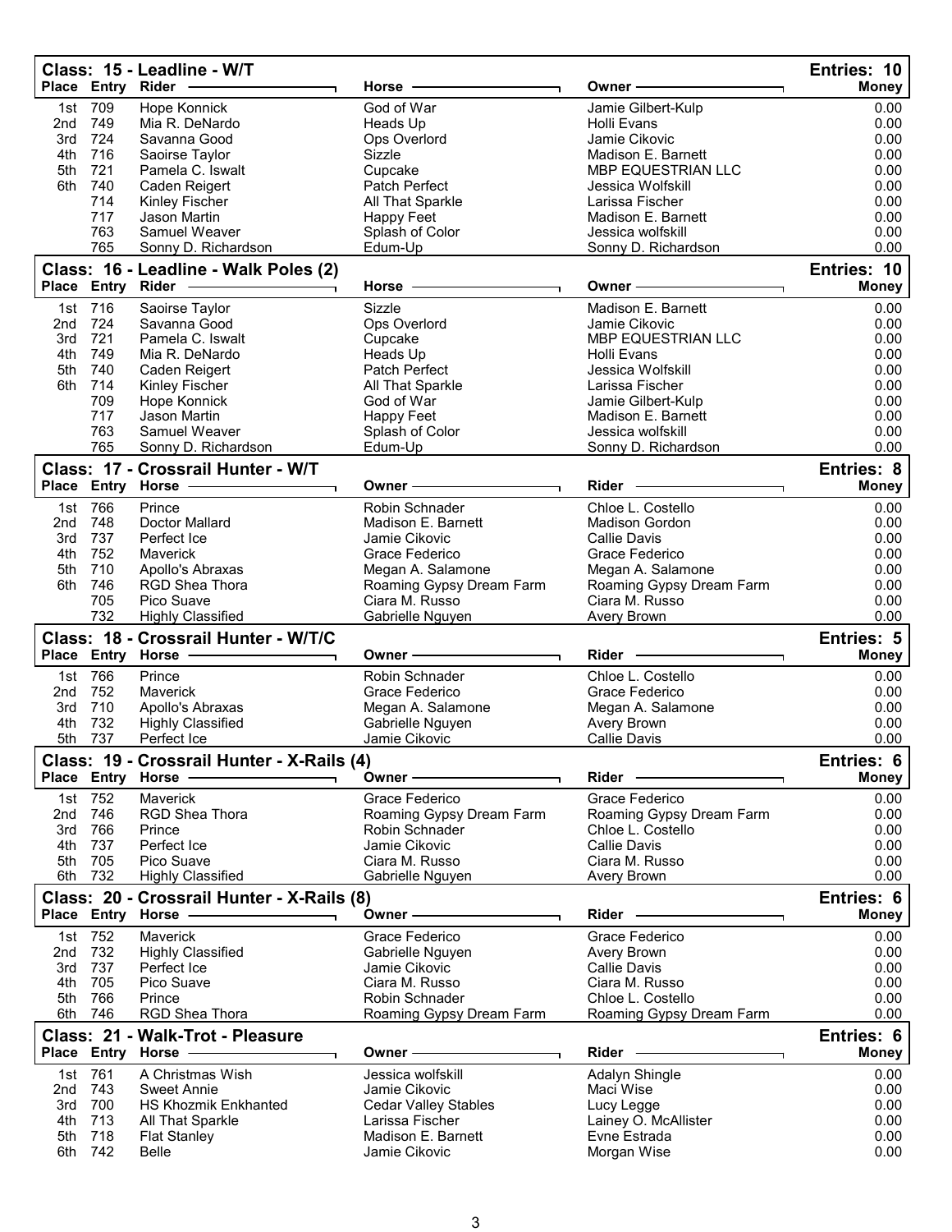## Class: 15 - Leadline - W/T

Entries: 10

| Place | Entry | Rider | Horse | Owner | Money |
|---|---|---|---|---|---|
| 1st | 709 | Hope Konnick | God of War | Jamie Gilbert-Kulp | 0.00 |
| 2nd | 749 | Mia R. DeNardo | Heads Up | Holli Evans | 0.00 |
| 3rd | 724 | Savanna Good | Ops Overlord | Jamie Cikovic | 0.00 |
| 4th | 716 | Saoirse Taylor | Sizzle | Madison E. Barnett | 0.00 |
| 5th | 721 | Pamela C. Iswalt | Cupcake | MBP EQUESTRIAN LLC | 0.00 |
| 6th | 740 | Caden Reigert | Patch Perfect | Jessica Wolfskill | 0.00 |
| | 714 | Kinley Fischer | All That Sparkle | Larissa Fischer | 0.00 |
| | 717 | Jason Martin | Happy Feet | Madison E. Barnett | 0.00 |
| | 763 | Samuel Weaver | Splash of Color | Jessica wolfskill | 0.00 |
| | 765 | Sonny D. Richardson | Edum-Up | Sonny D. Richardson | 0.00 |

## Class: 16 - Leadline - Walk Poles (2)

Entries: 10

| Place | Entry | Rider | Horse | Owner | Money |
|---|---|---|---|---|---|
| 1st | 716 | Saoirse Taylor | Sizzle | Madison E. Barnett | 0.00 |
| 2nd | 724 | Savanna Good | Ops Overlord | Jamie Cikovic | 0.00 |
| 3rd | 721 | Pamela C. Iswalt | Cupcake | MBP EQUESTRIAN LLC | 0.00 |
| 4th | 749 | Mia R. DeNardo | Heads Up | Holli Evans | 0.00 |
| 5th | 740 | Caden Reigert | Patch Perfect | Jessica Wolfskill | 0.00 |
| 6th | 714 | Kinley Fischer | All That Sparkle | Larissa Fischer | 0.00 |
| | 709 | Hope Konnick | God of War | Jamie Gilbert-Kulp | 0.00 |
| | 717 | Jason Martin | Happy Feet | Madison E. Barnett | 0.00 |
| | 763 | Samuel Weaver | Splash of Color | Jessica wolfskill | 0.00 |
| | 765 | Sonny D. Richardson | Edum-Up | Sonny D. Richardson | 0.00 |

## Class: 17 - Crossrail Hunter - W/T

Entries: 8

| Place | Entry | Horse | Owner | Rider | Money |
|---|---|---|---|---|---|
| 1st | 766 | Prince | Robin Schnader | Chloe L. Costello | 0.00 |
| 2nd | 748 | Doctor Mallard | Madison E. Barnett | Madison Gordon | 0.00 |
| 3rd | 737 | Perfect Ice | Jamie Cikovic | Callie Davis | 0.00 |
| 4th | 752 | Maverick | Grace Federico | Grace Federico | 0.00 |
| 5th | 710 | Apollo's Abraxas | Megan A. Salamone | Megan A. Salamone | 0.00 |
| 6th | 746 | RGD Shea Thora | Roaming Gypsy Dream Farm | Roaming Gypsy Dream Farm | 0.00 |
| | 705 | Pico Suave | Ciara M. Russo | Ciara M. Russo | 0.00 |
| | 732 | Highly Classified | Gabrielle Nguyen | Avery Brown | 0.00 |

## Class: 18 - Crossrail Hunter - W/T/C

Entries: 5

| Place | Entry | Horse | Owner | Rider | Money |
|---|---|---|---|---|---|
| 1st | 766 | Prince | Robin Schnader | Chloe L. Costello | 0.00 |
| 2nd | 752 | Maverick | Grace Federico | Grace Federico | 0.00 |
| 3rd | 710 | Apollo's Abraxas | Megan A. Salamone | Megan A. Salamone | 0.00 |
| 4th | 732 | Highly Classified | Gabrielle Nguyen | Avery Brown | 0.00 |
| 5th | 737 | Perfect Ice | Jamie Cikovic | Callie Davis | 0.00 |

## Class: 19 - Crossrail Hunter - X-Rails (4)

Entries: 6

| Place | Entry | Horse | Owner | Rider | Money |
|---|---|---|---|---|---|
| 1st | 752 | Maverick | Grace Federico | Grace Federico | 0.00 |
| 2nd | 746 | RGD Shea Thora | Roaming Gypsy Dream Farm | Roaming Gypsy Dream Farm | 0.00 |
| 3rd | 766 | Prince | Robin Schnader | Chloe L. Costello | 0.00 |
| 4th | 737 | Perfect Ice | Jamie Cikovic | Callie Davis | 0.00 |
| 5th | 705 | Pico Suave | Ciara M. Russo | Ciara M. Russo | 0.00 |
| 6th | 732 | Highly Classified | Gabrielle Nguyen | Avery Brown | 0.00 |

## Class: 20 - Crossrail Hunter - X-Rails (8)

Entries: 6

| Place | Entry | Horse | Owner | Rider | Money |
|---|---|---|---|---|---|
| 1st | 752 | Maverick | Grace Federico | Grace Federico | 0.00 |
| 2nd | 732 | Highly Classified | Gabrielle Nguyen | Avery Brown | 0.00 |
| 3rd | 737 | Perfect Ice | Jamie Cikovic | Callie Davis | 0.00 |
| 4th | 705 | Pico Suave | Ciara M. Russo | Ciara M. Russo | 0.00 |
| 5th | 766 | Prince | Robin Schnader | Chloe L. Costello | 0.00 |
| 6th | 746 | RGD Shea Thora | Roaming Gypsy Dream Farm | Roaming Gypsy Dream Farm | 0.00 |

## Class: 21 - Walk-Trot - Pleasure

Entries: 6

| Place | Entry | Horse | Owner | Rider | Money |
|---|---|---|---|---|---|
| 1st | 761 | A Christmas Wish | Jessica wolfskill | Adalyn Shingle | 0.00 |
| 2nd | 743 | Sweet Annie | Jamie Cikovic | Maci Wise | 0.00 |
| 3rd | 700 | HS Khozmik Enkhanted | Cedar Valley Stables | Lucy Legge | 0.00 |
| 4th | 713 | All That Sparkle | Larissa Fischer | Lainey O. McAllister | 0.00 |
| 5th | 718 | Flat Stanley | Madison E. Barnett | Evne Estrada | 0.00 |
| 6th | 742 | Belle | Jamie Cikovic | Morgan Wise | 0.00 |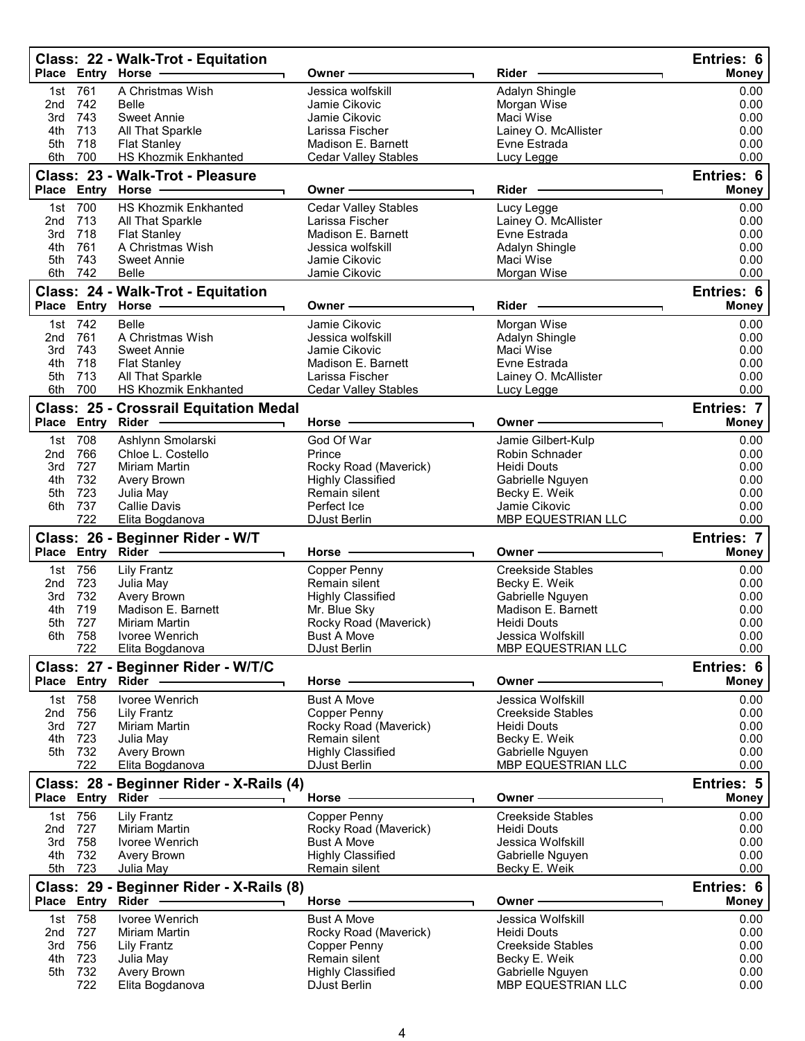## Class: 22 - Walk-Trot - Equitation

Entries: 6

| Place | Entry | Horse | Owner | Rider | Money |
|---|---|---|---|---|---|
| 1st | 761 | A Christmas Wish | Jessica wolfskill | Adalyn Shingle | 0.00 |
| 2nd | 742 | Belle | Jamie Cikovic | Morgan Wise | 0.00 |
| 3rd | 743 | Sweet Annie | Jamie Cikovic | Maci Wise | 0.00 |
| 4th | 713 | All That Sparkle | Larissa Fischer | Lainey O. McAllister | 0.00 |
| 5th | 718 | Flat Stanley | Madison E. Barnett | Evne Estrada | 0.00 |
| 6th | 700 | HS Khozmik Enkhanted | Cedar Valley Stables | Lucy Legge | 0.00 |

## Class: 23 - Walk-Trot - Pleasure

Entries: 6

| Place | Entry | Horse | Owner | Rider | Money |
|---|---|---|---|---|---|
| 1st | 700 | HS Khozmik Enkhanted | Cedar Valley Stables | Lucy Legge | 0.00 |
| 2nd | 713 | All That Sparkle | Larissa Fischer | Lainey O. McAllister | 0.00 |
| 3rd | 718 | Flat Stanley | Madison E. Barnett | Evne Estrada | 0.00 |
| 4th | 761 | A Christmas Wish | Jessica wolfskill | Adalyn Shingle | 0.00 |
| 5th | 743 | Sweet Annie | Jamie Cikovic | Maci Wise | 0.00 |
| 6th | 742 | Belle | Jamie Cikovic | Morgan Wise | 0.00 |

## Class: 24 - Walk-Trot - Equitation

Entries: 6

| Place | Entry | Horse | Owner | Rider | Money |
|---|---|---|---|---|---|
| 1st | 742 | Belle | Jamie Cikovic | Morgan Wise | 0.00 |
| 2nd | 761 | A Christmas Wish | Jessica wolfskill | Adalyn Shingle | 0.00 |
| 3rd | 743 | Sweet Annie | Jamie Cikovic | Maci Wise | 0.00 |
| 4th | 718 | Flat Stanley | Madison E. Barnett | Evne Estrada | 0.00 |
| 5th | 713 | All That Sparkle | Larissa Fischer | Lainey O. McAllister | 0.00 |
| 6th | 700 | HS Khozmik Enkhanted | Cedar Valley Stables | Lucy Legge | 0.00 |

## Class: 25 - Crossrail Equitation Medal

Entries: 7

| Place | Entry | Rider | Horse | Owner | Money |
|---|---|---|---|---|---|
| 1st | 708 | Ashlynn Smolarski | God Of War | Jamie Gilbert-Kulp | 0.00 |
| 2nd | 766 | Chloe L. Costello | Prince | Robin Schnader | 0.00 |
| 3rd | 727 | Miriam Martin | Rocky Road (Maverick) | Heidi Douts | 0.00 |
| 4th | 732 | Avery Brown | Highly Classified | Gabrielle Nguyen | 0.00 |
| 5th | 723 | Julia May | Remain silent | Becky E. Weik | 0.00 |
| 6th | 737 | Callie Davis | Perfect Ice | Jamie Cikovic | 0.00 |
| | 722 | Elita Bogdanova | DJust Berlin | MBP EQUESTRIAN LLC | 0.00 |

## Class: 26 - Beginner Rider - W/T

Entries: 7

| Place | Entry | Rider | Horse | Owner | Money |
|---|---|---|---|---|---|
| 1st | 756 | Lily Frantz | Copper Penny | Creekside Stables | 0.00 |
| 2nd | 723 | Julia May | Remain silent | Becky E. Weik | 0.00 |
| 3rd | 732 | Avery Brown | Highly Classified | Gabrielle Nguyen | 0.00 |
| 4th | 719 | Madison E. Barnett | Mr. Blue Sky | Madison E. Barnett | 0.00 |
| 5th | 727 | Miriam Martin | Rocky Road (Maverick) | Heidi Douts | 0.00 |
| 6th | 758 | Ivoree Wenrich | Bust A Move | Jessica Wolfskill | 0.00 |
| | 722 | Elita Bogdanova | DJust Berlin | MBP EQUESTRIAN LLC | 0.00 |

## Class: 27 - Beginner Rider - W/T/C

Entries: 6

| Place | Entry | Rider | Horse | Owner | Money |
|---|---|---|---|---|---|
| 1st | 758 | Ivoree Wenrich | Bust A Move | Jessica Wolfskill | 0.00 |
| 2nd | 756 | Lily Frantz | Copper Penny | Creekside Stables | 0.00 |
| 3rd | 727 | Miriam Martin | Rocky Road (Maverick) | Heidi Douts | 0.00 |
| 4th | 723 | Julia May | Remain silent | Becky E. Weik | 0.00 |
| 5th | 732 | Avery Brown | Highly Classified | Gabrielle Nguyen | 0.00 |
| | 722 | Elita Bogdanova | DJust Berlin | MBP EQUESTRIAN LLC | 0.00 |

## Class: 28 - Beginner Rider - X-Rails (4)

Entries: 5

| Place | Entry | Rider | Horse | Owner | Money |
|---|---|---|---|---|---|
| 1st | 756 | Lily Frantz | Copper Penny | Creekside Stables | 0.00 |
| 2nd | 727 | Miriam Martin | Rocky Road (Maverick) | Heidi Douts | 0.00 |
| 3rd | 758 | Ivoree Wenrich | Bust A Move | Jessica Wolfskill | 0.00 |
| 4th | 732 | Avery Brown | Highly Classified | Gabrielle Nguyen | 0.00 |
| 5th | 723 | Julia May | Remain silent | Becky E. Weik | 0.00 |

## Class: 29 - Beginner Rider - X-Rails (8)

Entries: 6

| Place | Entry | Rider | Horse | Owner | Money |
|---|---|---|---|---|---|
| 1st | 758 | Ivoree Wenrich | Bust A Move | Jessica Wolfskill | 0.00 |
| 2nd | 727 | Miriam Martin | Rocky Road (Maverick) | Heidi Douts | 0.00 |
| 3rd | 756 | Lily Frantz | Copper Penny | Creekside Stables | 0.00 |
| 4th | 723 | Julia May | Remain silent | Becky E. Weik | 0.00 |
| 5th | 732 | Avery Brown | Highly Classified | Gabrielle Nguyen | 0.00 |
| | 722 | Elita Bogdanova | DJust Berlin | MBP EQUESTRIAN LLC | 0.00 |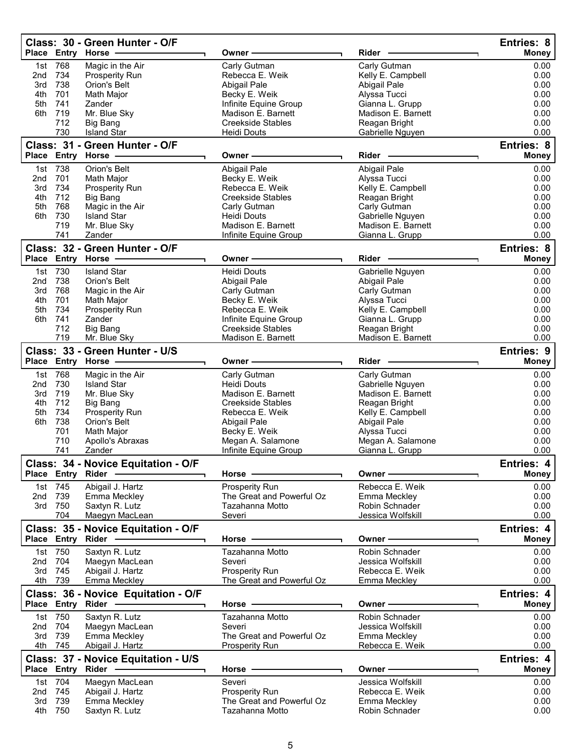## Class: 30 - Green Hunter - O/F

Entries: 8

| Place | Entry | Horse | Owner | Rider | Money |
|---|---|---|---|---|---|
| 1st | 768 | Magic in the Air | Carly Gutman | Carly Gutman | 0.00 |
| 2nd | 734 | Prosperity Run | Rebecca E. Weik | Kelly E. Campbell | 0.00 |
| 3rd | 738 | Orion's Belt | Abigail Pale | Abigail Pale | 0.00 |
| 4th | 701 | Math Major | Becky E. Weik | Alyssa Tucci | 0.00 |
| 5th | 741 | Zander | Infinite Equine Group | Gianna L. Grupp | 0.00 |
| 6th | 719 | Mr. Blue Sky | Madison E. Barnett | Madison E. Barnett | 0.00 |
| | 712 | Big Bang | Creekside Stables | Reagan Bright | 0.00 |
| | 730 | Island Star | Heidi Douts | Gabrielle Nguyen | 0.00 |

## Class: 31 - Green Hunter - O/F

Entries: 8

| Place | Entry | Horse | Owner | Rider | Money |
|---|---|---|---|---|---|
| 1st | 738 | Orion's Belt | Abigail Pale | Abigail Pale | 0.00 |
| 2nd | 701 | Math Major | Becky E. Weik | Alyssa Tucci | 0.00 |
| 3rd | 734 | Prosperity Run | Rebecca E. Weik | Kelly E. Campbell | 0.00 |
| 4th | 712 | Big Bang | Creekside Stables | Reagan Bright | 0.00 |
| 5th | 768 | Magic in the Air | Carly Gutman | Carly Gutman | 0.00 |
| 6th | 730 | Island Star | Heidi Douts | Gabrielle Nguyen | 0.00 |
| | 719 | Mr. Blue Sky | Madison E. Barnett | Madison E. Barnett | 0.00 |
| | 741 | Zander | Infinite Equine Group | Gianna L. Grupp | 0.00 |

## Class: 32 - Green Hunter - O/F

Entries: 8

| Place | Entry | Horse | Owner | Rider | Money |
|---|---|---|---|---|---|
| 1st | 730 | Island Star | Heidi Douts | Gabrielle Nguyen | 0.00 |
| 2nd | 738 | Orion's Belt | Abigail Pale | Abigail Pale | 0.00 |
| 3rd | 768 | Magic in the Air | Carly Gutman | Carly Gutman | 0.00 |
| 4th | 701 | Math Major | Becky E. Weik | Alyssa Tucci | 0.00 |
| 5th | 734 | Prosperity Run | Rebecca E. Weik | Kelly E. Campbell | 0.00 |
| 6th | 741 | Zander | Infinite Equine Group | Gianna L. Grupp | 0.00 |
| | 712 | Big Bang | Creekside Stables | Reagan Bright | 0.00 |
| | 719 | Mr. Blue Sky | Madison E. Barnett | Madison E. Barnett | 0.00 |

## Class: 33 - Green Hunter - U/S

Entries: 9

| Place | Entry | Horse | Owner | Rider | Money |
|---|---|---|---|---|---|
| 1st | 768 | Magic in the Air | Carly Gutman | Carly Gutman | 0.00 |
| 2nd | 730 | Island Star | Heidi Douts | Gabrielle Nguyen | 0.00 |
| 3rd | 719 | Mr. Blue Sky | Madison E. Barnett | Madison E. Barnett | 0.00 |
| 4th | 712 | Big Bang | Creekside Stables | Reagan Bright | 0.00 |
| 5th | 734 | Prosperity Run | Rebecca E. Weik | Kelly E. Campbell | 0.00 |
| 6th | 738 | Orion's Belt | Abigail Pale | Abigail Pale | 0.00 |
| | 701 | Math Major | Becky E. Weik | Alyssa Tucci | 0.00 |
| | 710 | Apollo's Abraxas | Megan A. Salamone | Megan A. Salamone | 0.00 |
| | 741 | Zander | Infinite Equine Group | Gianna L. Grupp | 0.00 |

## Class: 34 - Novice Equitation - O/F

Entries: 4

| Place | Entry | Rider | Horse | Owner | Money |
|---|---|---|---|---|---|
| 1st | 745 | Abigail J. Hartz | Prosperity Run | Rebecca E. Weik | 0.00 |
| 2nd | 739 | Emma Meckley | The Great and Powerful Oz | Emma Meckley | 0.00 |
| 3rd | 750 | Saxtyn R. Lutz | Tazahanna Motto | Robin Schnader | 0.00 |
| | 704 | Maegyn MacLean | Severi | Jessica Wolfskill | 0.00 |

## Class: 35 - Novice Equitation - O/F

Entries: 4

| Place | Entry | Rider | Horse | Owner | Money |
|---|---|---|---|---|---|
| 1st | 750 | Saxtyn R. Lutz | Tazahanna Motto | Robin Schnader | 0.00 |
| 2nd | 704 | Maegyn MacLean | Severi | Jessica Wolfskill | 0.00 |
| 3rd | 745 | Abigail J. Hartz | Prosperity Run | Rebecca E. Weik | 0.00 |
| 4th | 739 | Emma Meckley | The Great and Powerful Oz | Emma Meckley | 0.00 |

## Class: 36 - Novice Equitation - O/F

Entries: 4

| Place | Entry | Rider | Horse | Owner | Money |
|---|---|---|---|---|---|
| 1st | 750 | Saxtyn R. Lutz | Tazahanna Motto | Robin Schnader | 0.00 |
| 2nd | 704 | Maegyn MacLean | Severi | Jessica Wolfskill | 0.00 |
| 3rd | 739 | Emma Meckley | The Great and Powerful Oz | Emma Meckley | 0.00 |
| 4th | 745 | Abigail J. Hartz | Prosperity Run | Rebecca E. Weik | 0.00 |

## Class: 37 - Novice Equitation - U/S

Entries: 4

| Place | Entry | Rider | Horse | Owner | Money |
|---|---|---|---|---|---|
| 1st | 704 | Maegyn MacLean | Severi | Jessica Wolfskill | 0.00 |
| 2nd | 745 | Abigail J. Hartz | Prosperity Run | Rebecca E. Weik | 0.00 |
| 3rd | 739 | Emma Meckley | The Great and Powerful Oz | Emma Meckley | 0.00 |
| 4th | 750 | Saxtyn R. Lutz | Tazahanna Motto | Robin Schnader | 0.00 |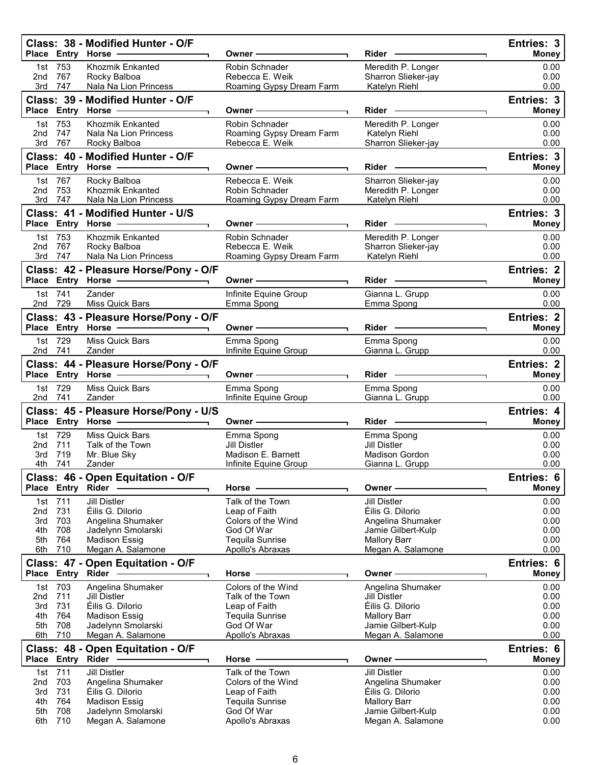## Class: 38 - Modified Hunter - O/F

Entries: 3

| Place | Entry | Horse | Owner | Rider | Money |
|---|---|---|---|---|---|
| 1st | 753 | Khozmik Enkanted | Robin Schnader | Meredith P. Longer | 0.00 |
| 2nd | 767 | Rocky Balboa | Rebecca E. Weik | Sharron Slieker-jay | 0.00 |
| 3rd | 747 | Nala Na Lion Princess | Roaming Gypsy Dream Farm | Katelyn Riehl | 0.00 |

## Class: 39 - Modified Hunter - O/F

Entries: 3

| Place | Entry | Horse | Owner | Rider | Money |
|---|---|---|---|---|---|
| 1st | 753 | Khozmik Enkanted | Robin Schnader | Meredith P. Longer | 0.00 |
| 2nd | 747 | Nala Na Lion Princess | Roaming Gypsy Dream Farm | Katelyn Riehl | 0.00 |
| 3rd | 767 | Rocky Balboa | Rebecca E. Weik | Sharron Slieker-jay | 0.00 |

## Class: 40 - Modified Hunter - O/F

Entries: 3

| Place | Entry | Horse | Owner | Rider | Money |
|---|---|---|---|---|---|
| 1st | 767 | Rocky Balboa | Rebecca E. Weik | Sharron Slieker-jay | 0.00 |
| 2nd | 753 | Khozmik Enkanted | Robin Schnader | Meredith P. Longer | 0.00 |
| 3rd | 747 | Nala Na Lion Princess | Roaming Gypsy Dream Farm | Katelyn Riehl | 0.00 |

## Class: 41 - Modified Hunter - U/S

Entries: 3

| Place | Entry | Horse | Owner | Rider | Money |
|---|---|---|---|---|---|
| 1st | 753 | Khozmik Enkanted | Robin Schnader | Meredith P. Longer | 0.00 |
| 2nd | 767 | Rocky Balboa | Rebecca E. Weik | Sharron Slieker-jay | 0.00 |
| 3rd | 747 | Nala Na Lion Princess | Roaming Gypsy Dream Farm | Katelyn Riehl | 0.00 |

## Class: 42 - Pleasure Horse/Pony - O/F

Entries: 2

| Place | Entry | Horse | Owner | Rider | Money |
|---|---|---|---|---|---|
| 1st | 741 | Zander | Infinite Equine Group | Gianna L. Grupp | 0.00 |
| 2nd | 729 | Miss Quick Bars | Emma Spong | Emma Spong | 0.00 |

## Class: 43 - Pleasure Horse/Pony - O/F

Entries: 2

| Place | Entry | Horse | Owner | Rider | Money |
|---|---|---|---|---|---|
| 1st | 729 | Miss Quick Bars | Emma Spong | Emma Spong | 0.00 |
| 2nd | 741 | Zander | Infinite Equine Group | Gianna L. Grupp | 0.00 |

## Class: 44 - Pleasure Horse/Pony - O/F

Entries: 2

| Place | Entry | Horse | Owner | Rider | Money |
|---|---|---|---|---|---|
| 1st | 729 | Miss Quick Bars | Emma Spong | Emma Spong | 0.00 |
| 2nd | 741 | Zander | Infinite Equine Group | Gianna L. Grupp | 0.00 |

## Class: 45 - Pleasure Horse/Pony - U/S

Entries: 4

| Place | Entry | Horse | Owner | Rider | Money |
|---|---|---|---|---|---|
| 1st | 729 | Miss Quick Bars | Emma Spong | Emma Spong | 0.00 |
| 2nd | 711 | Talk of the Town | Jill Distler | Jill Distler | 0.00 |
| 3rd | 719 | Mr. Blue Sky | Madison E. Barnett | Madison Gordon | 0.00 |
| 4th | 741 | Zander | Infinite Equine Group | Gianna L. Grupp | 0.00 |

## Class: 46 - Open Equitation - O/F

Entries: 6

| Place | Entry | Rider | Horse | Owner | Money |
|---|---|---|---|---|---|
| 1st | 711 | Jill Distler | Talk of the Town | Jill Distler | 0.00 |
| 2nd | 731 | Éilis G. DiIorio | Leap of Faith | Éilis G. DiIorio | 0.00 |
| 3rd | 703 | Angelina Shumaker | Colors of the Wind | Angelina Shumaker | 0.00 |
| 4th | 708 | Jadelynn Smolarski | God Of War | Jamie Gilbert-Kulp | 0.00 |
| 5th | 764 | Madison Essig | Tequila Sunrise | Mallory Barr | 0.00 |
| 6th | 710 | Megan A. Salamone | Apollo's Abraxas | Megan A. Salamone | 0.00 |

## Class: 47 - Open Equitation - O/F

Entries: 6

| Place | Entry | Rider | Horse | Owner | Money |
|---|---|---|---|---|---|
| 1st | 703 | Angelina Shumaker | Colors of the Wind | Angelina Shumaker | 0.00 |
| 2nd | 711 | Jill Distler | Talk of the Town | Jill Distler | 0.00 |
| 3rd | 731 | Éilis G. DiIorio | Leap of Faith | Éilis G. DiIorio | 0.00 |
| 4th | 764 | Madison Essig | Tequila Sunrise | Mallory Barr | 0.00 |
| 5th | 708 | Jadelynn Smolarski | God Of War | Jamie Gilbert-Kulp | 0.00 |
| 6th | 710 | Megan A. Salamone | Apollo's Abraxas | Megan A. Salamone | 0.00 |

## Class: 48 - Open Equitation - O/F

Entries: 6

| Place | Entry | Rider | Horse | Owner | Money |
|---|---|---|---|---|---|
| 1st | 711 | Jill Distler | Talk of the Town | Jill Distler | 0.00 |
| 2nd | 703 | Angelina Shumaker | Colors of the Wind | Angelina Shumaker | 0.00 |
| 3rd | 731 | Éilis G. DiIorio | Leap of Faith | Éilis G. DiIorio | 0.00 |
| 4th | 764 | Madison Essig | Tequila Sunrise | Mallory Barr | 0.00 |
| 5th | 708 | Jadelynn Smolarski | God Of War | Jamie Gilbert-Kulp | 0.00 |
| 6th | 710 | Megan A. Salamone | Apollo's Abraxas | Megan A. Salamone | 0.00 |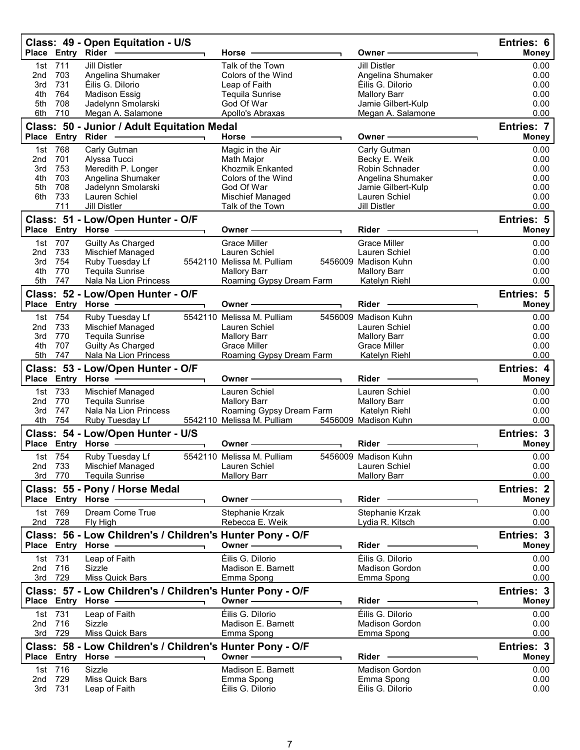## Class: 49 - Open Equitation - U/S

Entries: 6

| Place | Entry | Rider | Horse | Owner | Money |
|---|---|---|---|---|---|
| 1st | 711 | Jill Distler | Talk of the Town | Jill Distler | 0.00 |
| 2nd | 703 | Angelina Shumaker | Colors of the Wind | Angelina Shumaker | 0.00 |
| 3rd | 731 | Éilis G. DiIorio | Leap of Faith | Éilis G. DiIorio | 0.00 |
| 4th | 764 | Madison Essig | Tequila Sunrise | Mallory Barr | 0.00 |
| 5th | 708 | Jadelynn Smolarski | God Of War | Jamie Gilbert-Kulp | 0.00 |
| 6th | 710 | Megan A. Salamone | Apollo's Abraxas | Megan A. Salamone | 0.00 |

## Class: 50 - Junior / Adult Equitation Medal

Entries: 7

| Place | Entry | Rider | Horse | Owner | Money |
|---|---|---|---|---|---|
| 1st | 768 | Carly Gutman | Magic in the Air | Carly Gutman | 0.00 |
| 2nd | 701 | Alyssa Tucci | Math Major | Becky E. Weik | 0.00 |
| 3rd | 753 | Meredith P. Longer | Khozmik Enkanted | Robin Schnader | 0.00 |
| 4th | 703 | Angelina Shumaker | Colors of the Wind | Angelina Shumaker | 0.00 |
| 5th | 708 | Jadelynn Smolarski | God Of War | Jamie Gilbert-Kulp | 0.00 |
| 6th | 733 | Lauren Schiel | Mischief Managed | Lauren Schiel | 0.00 |
| | 711 | Jill Distler | Talk of the Town | Jill Distler | 0.00 |

## Class: 51 - Low/Open Hunter - O/F

Entries: 5

| Place | Entry | Horse | Owner | Rider | Money |
|---|---|---|---|---|---|
| 1st | 707 | Guilty As Charged | Grace Miller | Grace Miller | 0.00 |
| 2nd | 733 | Mischief Managed | Lauren Schiel | Lauren Schiel | 0.00 |
| 3rd | 754 | Ruby Tuesday Lf | 5542110 Melissa M. Pulliam | 5456009 Madison Kuhn | 0.00 |
| 4th | 770 | Tequila Sunrise | Mallory Barr | Mallory Barr | 0.00 |
| 5th | 747 | Nala Na Lion Princess | Roaming Gypsy Dream Farm | Katelyn Riehl | 0.00 |

## Class: 52 - Low/Open Hunter - O/F

Entries: 5

| Place | Entry | Horse | Owner | Rider | Money |
|---|---|---|---|---|---|
| 1st | 754 | Ruby Tuesday Lf | 5542110 Melissa M. Pulliam | 5456009 Madison Kuhn | 0.00 |
| 2nd | 733 | Mischief Managed | Lauren Schiel | Lauren Schiel | 0.00 |
| 3rd | 770 | Tequila Sunrise | Mallory Barr | Mallory Barr | 0.00 |
| 4th | 707 | Guilty As Charged | Grace Miller | Grace Miller | 0.00 |
| 5th | 747 | Nala Na Lion Princess | Roaming Gypsy Dream Farm | Katelyn Riehl | 0.00 |

## Class: 53 - Low/Open Hunter - O/F

Entries: 4

| Place | Entry | Horse | Owner | Rider | Money |
|---|---|---|---|---|---|
| 1st | 733 | Mischief Managed | Lauren Schiel | Lauren Schiel | 0.00 |
| 2nd | 770 | Tequila Sunrise | Mallory Barr | Mallory Barr | 0.00 |
| 3rd | 747 | Nala Na Lion Princess | Roaming Gypsy Dream Farm | Katelyn Riehl | 0.00 |
| 4th | 754 | Ruby Tuesday Lf | 5542110 Melissa M. Pulliam | 5456009 Madison Kuhn | 0.00 |

## Class: 54 - Low/Open Hunter - U/S

Entries: 3

| Place | Entry | Horse | Owner | Rider | Money |
|---|---|---|---|---|---|
| 1st | 754 | Ruby Tuesday Lf | 5542110 Melissa M. Pulliam | 5456009 Madison Kuhn | 0.00 |
| 2nd | 733 | Mischief Managed | Lauren Schiel | Lauren Schiel | 0.00 |
| 3rd | 770 | Tequila Sunrise | Mallory Barr | Mallory Barr | 0.00 |

## Class: 55 - Pony / Horse Medal

Entries: 2

| Place | Entry | Horse | Owner | Rider | Money |
|---|---|---|---|---|---|
| 1st | 769 | Dream Come True | Stephanie Krzak | Stephanie Krzak | 0.00 |
| 2nd | 728 | Fly High | Rebecca E. Weik | Lydia R. Kitsch | 0.00 |

## Class: 56 - Low Children's / Children's Hunter Pony - O/F

Entries: 3

| Place | Entry | Horse | Owner | Rider | Money |
|---|---|---|---|---|---|
| 1st | 731 | Leap of Faith | Éilis G. DiIorio | Éilis G. DiIorio | 0.00 |
| 2nd | 716 | Sizzle | Madison E. Barnett | Madison Gordon | 0.00 |
| 3rd | 729 | Miss Quick Bars | Emma Spong | Emma Spong | 0.00 |

## Class: 57 - Low Children's / Children's Hunter Pony - O/F

Entries: 3

| Place | Entry | Horse | Owner | Rider | Money |
|---|---|---|---|---|---|
| 1st | 731 | Leap of Faith | Éilis G. DiIorio | Éilis G. DiIorio | 0.00 |
| 2nd | 716 | Sizzle | Madison E. Barnett | Madison Gordon | 0.00 |
| 3rd | 729 | Miss Quick Bars | Emma Spong | Emma Spong | 0.00 |

## Class: 58 - Low Children's / Children's Hunter Pony - O/F

Entries: 3

| Place | Entry | Horse | Owner | Rider | Money |
|---|---|---|---|---|---|
| 1st | 716 | Sizzle | Madison E. Barnett | Madison Gordon | 0.00 |
| 2nd | 729 | Miss Quick Bars | Emma Spong | Emma Spong | 0.00 |
| 3rd | 731 | Leap of Faith | Éilis G. DiIorio | Éilis G. DiIorio | 0.00 |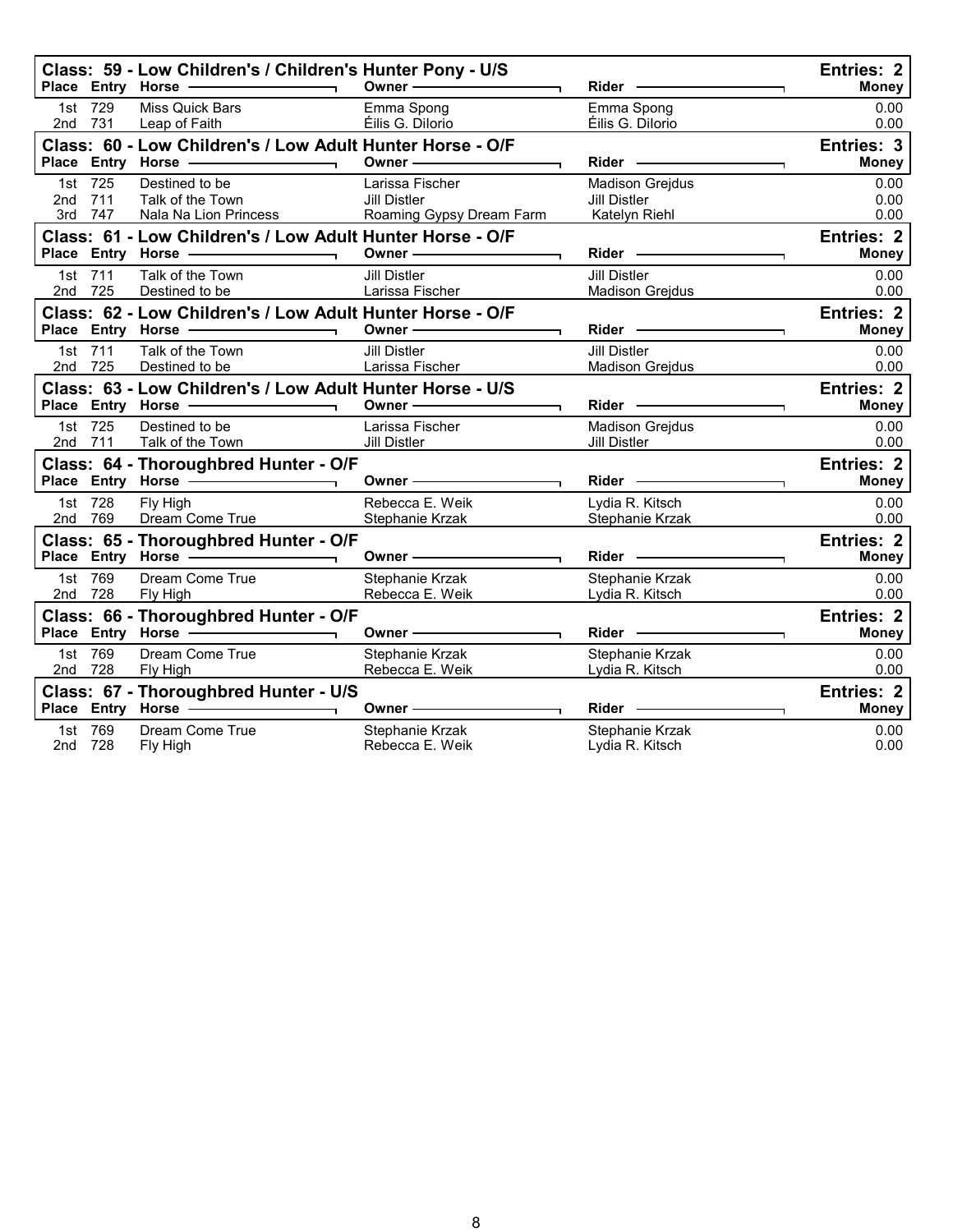### Class: 59 - Low Children's / Children's Hunter Pony - U/S

Entries: 2

| Place | Entry | Horse | Owner | Rider | Money |
|---|---|---|---|---|---|
| 1st | 729 | Miss Quick Bars | Emma Spong | Emma Spong | 0.00 |
| 2nd | 731 | Leap of Faith | Éilis G. DiIorio | Éilis G. DiIorio | 0.00 |

### Class: 60 - Low Children's / Low Adult Hunter Horse - O/F

Entries: 3

| Place | Entry | Horse | Owner | Rider | Money |
|---|---|---|---|---|---|
| 1st | 725 | Destined to be | Larissa Fischer | Madison Grejdus | 0.00 |
| 2nd | 711 | Talk of the Town | Jill Distler | Jill Distler | 0.00 |
| 3rd | 747 | Nala Na Lion Princess | Roaming Gypsy Dream Farm | Katelyn Riehl | 0.00 |

### Class: 61 - Low Children's / Low Adult Hunter Horse - O/F

Entries: 2

| Place | Entry | Horse | Owner | Rider | Money |
|---|---|---|---|---|---|
| 1st | 711 | Talk of the Town | Jill Distler | Jill Distler | 0.00 |
| 2nd | 725 | Destined to be | Larissa Fischer | Madison Grejdus | 0.00 |

### Class: 62 - Low Children's / Low Adult Hunter Horse - O/F

Entries: 2

| Place | Entry | Horse | Owner | Rider | Money |
|---|---|---|---|---|---|
| 1st | 711 | Talk of the Town | Jill Distler | Jill Distler | 0.00 |
| 2nd | 725 | Destined to be | Larissa Fischer | Madison Grejdus | 0.00 |

### Class: 63 - Low Children's / Low Adult Hunter Horse - U/S

Entries: 2

| Place | Entry | Horse | Owner | Rider | Money |
|---|---|---|---|---|---|
| 1st | 725 | Destined to be | Larissa Fischer | Madison Grejdus | 0.00 |
| 2nd | 711 | Talk of the Town | Jill Distler | Jill Distler | 0.00 |

### Class: 64 - Thoroughbred Hunter - O/F

Entries: 2

| Place | Entry | Horse | Owner | Rider | Money |
|---|---|---|---|---|---|
| 1st | 728 | Fly High | Rebecca E. Weik | Lydia R. Kitsch | 0.00 |
| 2nd | 769 | Dream Come True | Stephanie Krzak | Stephanie Krzak | 0.00 |

### Class: 65 - Thoroughbred Hunter - O/F

Entries: 2

| Place | Entry | Horse | Owner | Rider | Money |
|---|---|---|---|---|---|
| 1st | 769 | Dream Come True | Stephanie Krzak | Stephanie Krzak | 0.00 |
| 2nd | 728 | Fly High | Rebecca E. Weik | Lydia R. Kitsch | 0.00 |

### Class: 66 - Thoroughbred Hunter - O/F

Entries: 2

| Place | Entry | Horse | Owner | Rider | Money |
|---|---|---|---|---|---|
| 1st | 769 | Dream Come True | Stephanie Krzak | Stephanie Krzak | 0.00 |
| 2nd | 728 | Fly High | Rebecca E. Weik | Lydia R. Kitsch | 0.00 |

### Class: 67 - Thoroughbred Hunter - U/S

Entries: 2

| Place | Entry | Horse | Owner | Rider | Money |
|---|---|---|---|---|---|
| 1st | 769 | Dream Come True | Stephanie Krzak | Stephanie Krzak | 0.00 |
| 2nd | 728 | Fly High | Rebecca E. Weik | Lydia R. Kitsch | 0.00 |